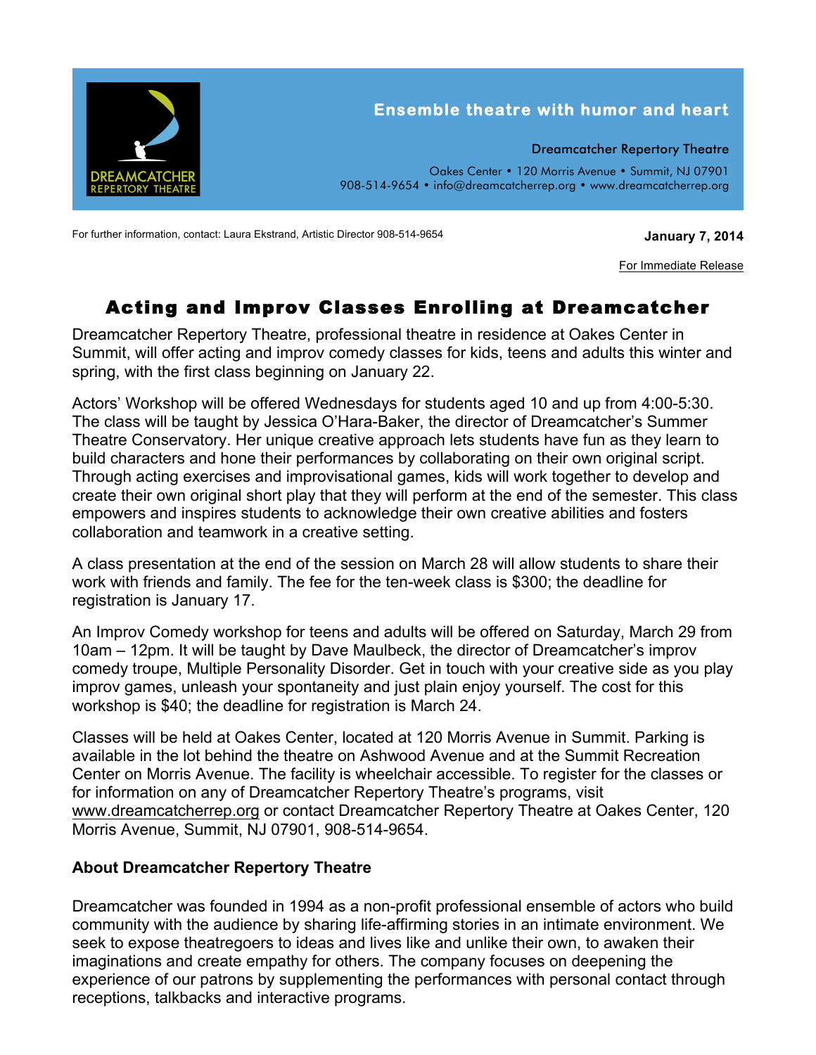DREAMCATCHER REPERTORY THEATRE

**Ensemble theatre with humor and heart**

Dreamcatcher Repertory Theatre

Oakes Center • 120 Morris Avenue • Summit, NJ 07901
908-514-9654 • info@dreamcatcherrep.org • www.dreamcatcherrep.org

For further information, contact: Laura Ekstrand, Artistic Director 908-514-9654

**January 7, 2014**

For Immediate Release

# Acting and Improv Classes Enrolling at Dreamcatcher

Dreamcatcher Repertory Theatre, professional theatre in residence at Oakes Center in Summit, will offer acting and improv comedy classes for kids, teens and adults this winter and spring, with the first class beginning on January 22.

Actors' Workshop will be offered Wednesdays for students aged 10 and up from 4:00-5:30. The class will be taught by Jessica O'Hara-Baker, the director of Dreamcatcher's Summer Theatre Conservatory. Her unique creative approach lets students have fun as they learn to build characters and hone their performances by collaborating on their own original script. Through acting exercises and improvisational games, kids will work together to develop and create their own original short play that they will perform at the end of the semester. This class empowers and inspires students to acknowledge their own creative abilities and fosters collaboration and teamwork in a creative setting.

A class presentation at the end of the session on March 28 will allow students to share their work with friends and family. The fee for the ten-week class is $300; the deadline for registration is January 17.

An Improv Comedy workshop for teens and adults will be offered on Saturday, March 29 from 10am – 12pm. It will be taught by Dave Maulbeck, the director of Dreamcatcher's improv comedy troupe, Multiple Personality Disorder. Get in touch with your creative side as you play improv games, unleash your spontaneity and just plain enjoy yourself. The cost for this workshop is $40; the deadline for registration is March 24.

Classes will be held at Oakes Center, located at 120 Morris Avenue in Summit. Parking is available in the lot behind the theatre on Ashwood Avenue and at the Summit Recreation Center on Morris Avenue. The facility is wheelchair accessible. To register for the classes or for information on any of Dreamcatcher Repertory Theatre's programs, visit www.dreamcatcherrep.org or contact Dreamcatcher Repertory Theatre at Oakes Center, 120 Morris Avenue, Summit, NJ 07901, 908-514-9654.

**About Dreamcatcher Repertory Theatre**

Dreamcatcher was founded in 1994 as a non-profit professional ensemble of actors who build community with the audience by sharing life-affirming stories in an intimate environment. We seek to expose theatregoers to ideas and lives like and unlike their own, to awaken their imaginations and create empathy for others. The company focuses on deepening the experience of our patrons by supplementing the performances with personal contact through receptions, talkbacks and interactive programs.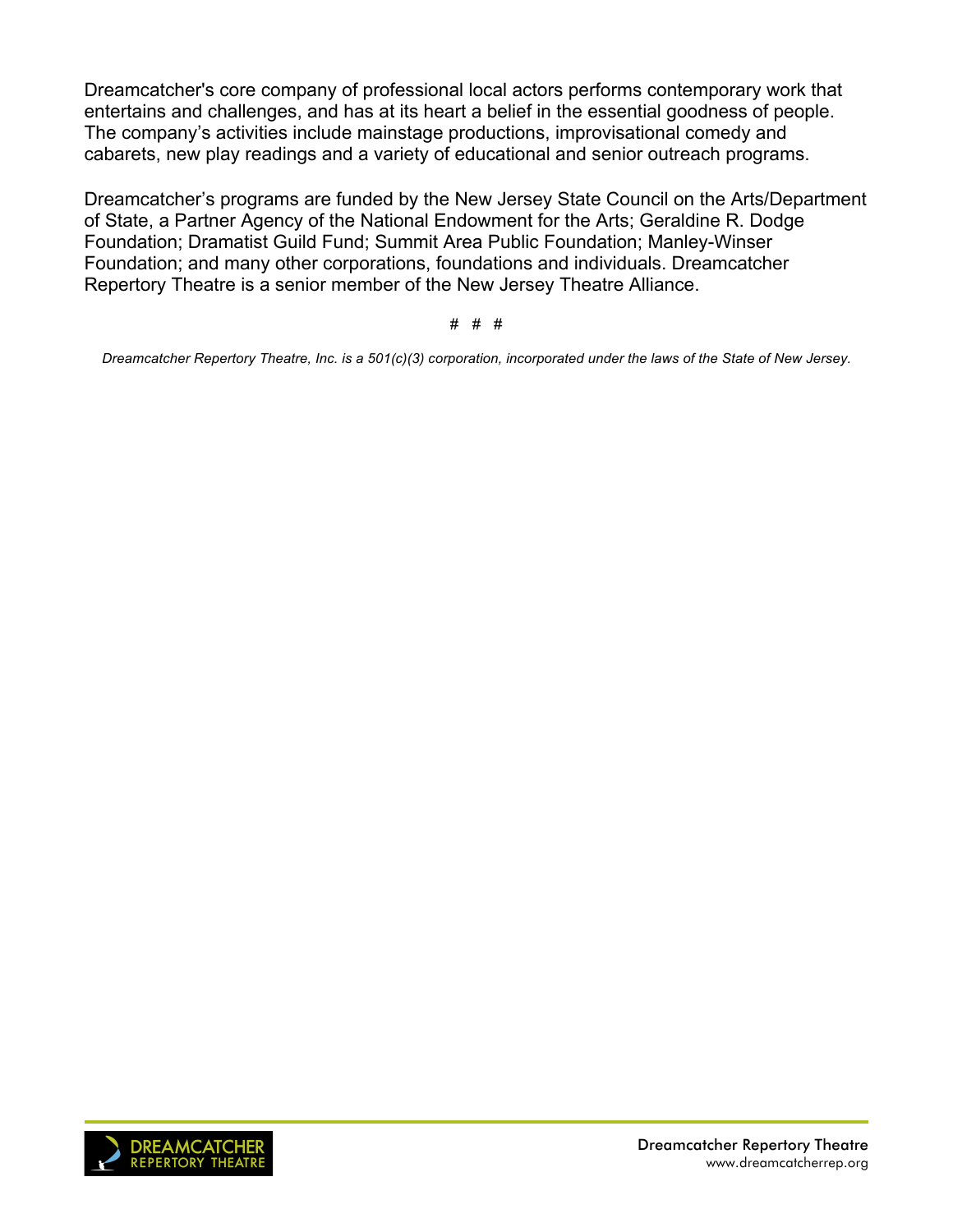Dreamcatcher's core company of professional local actors performs contemporary work that entertains and challenges, and has at its heart a belief in the essential goodness of people. The company's activities include mainstage productions, improvisational comedy and cabarets, new play readings and a variety of educational and senior outreach programs.

Dreamcatcher's programs are funded by the New Jersey State Council on the Arts/Department of State, a Partner Agency of the National Endowment for the Arts; Geraldine R. Dodge Foundation; Dramatist Guild Fund; Summit Area Public Foundation; Manley-Winser Foundation; and many other corporations, foundations and individuals. Dreamcatcher Repertory Theatre is a senior member of the New Jersey Theatre Alliance.

# # #

*Dreamcatcher Repertory Theatre, Inc. is a 501(c)(3) corporation, incorporated under the laws of the State of New Jersey.*